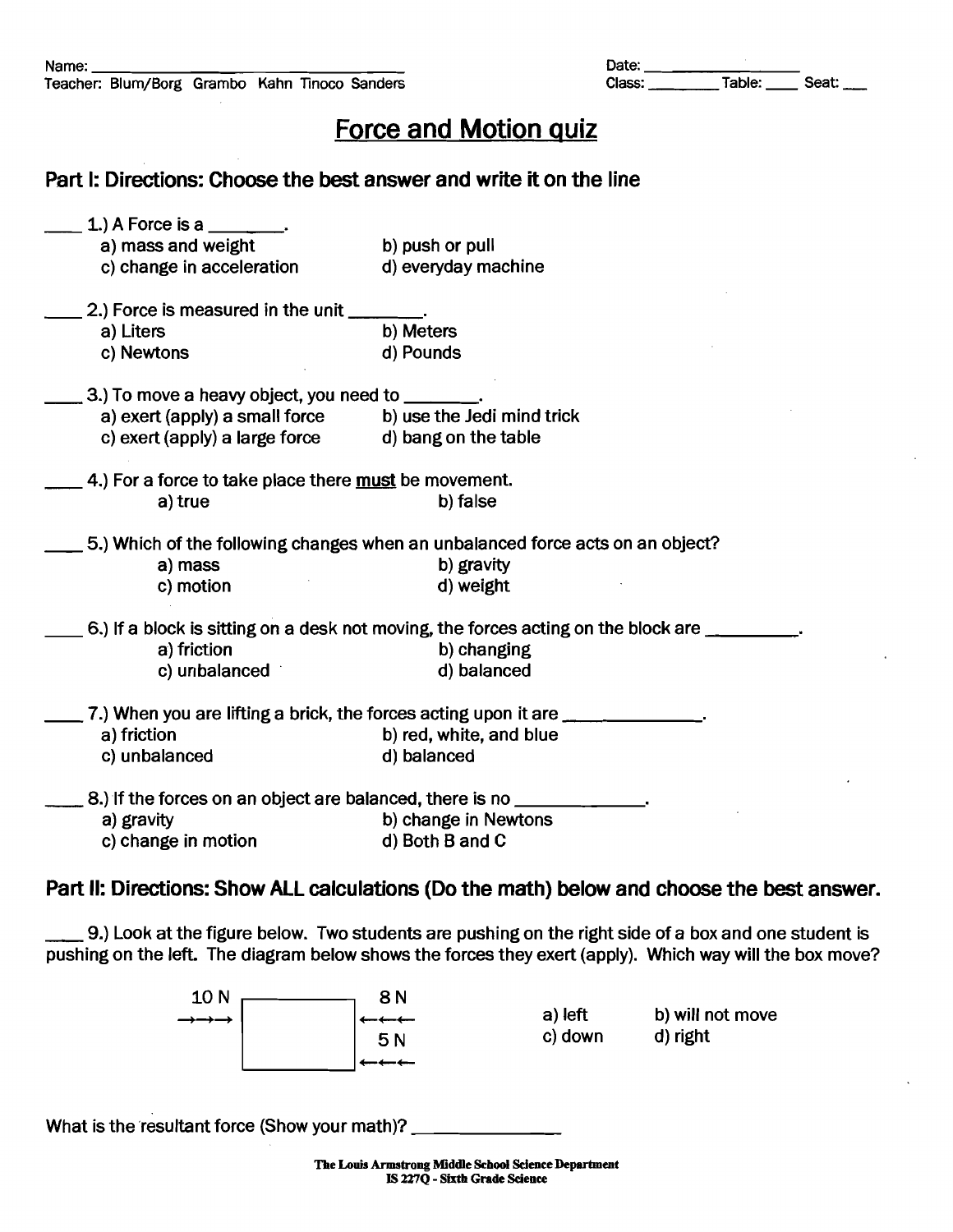Name: ______________________________ Date: ______________

Teacher: Blum/Borg Grambo Kahn Tinoco Sanders Class: ________ Table: ____ Seat: ___

# Force and Motion quiz

## Part I: Directions: Choose the best answer and write it on the line

____ 1.) A Force is a ________.

a) mass and weight b) push or pull
c) change in acceleration d) everyday machine

____ 2.) Force is measured in the unit ________.

a) Liters b) Meters
c) Newtons d) Pounds

____ 3.) To move a heavy object, you need to ________.

a) exert (apply) a small force b) use the Jedi mind trick
c) exert (apply) a large force d) bang on the table

____ 4.) For a force to take place there <u>must</u> be movement.

a) true b) false

____ 5.) Which of the following changes when an unbalanced force acts on an object?

a) mass b) gravity
c) motion d) weight

____ 6.) If a block is sitting on a desk not moving, the forces acting on the block are _________.

a) friction b) changing
c) unbalanced d) balanced

____ 7.) When you are lifting a brick, the forces acting upon it are _____________.

a) friction b) red, white, and blue
c) unbalanced d) balanced

____ 8.) If the forces on an object are balanced, there is no _____________.

a) gravity b) change in Newtons
c) change in motion d) Both B and C

## Part II: Directions: Show ALL calculations (Do the math) below and choose the best answer.

____ 9.) Look at the figure below. Two students are pushing on the right side of a box and one student is pushing on the left. The diagram below shows the forces they exert (apply). Which way will the box move?

10 N →→→ [box] ←←← 8 N, ←←← 5 N

a) left b) will not move
c) down d) right

What is the resultant force (Show your math)? _______________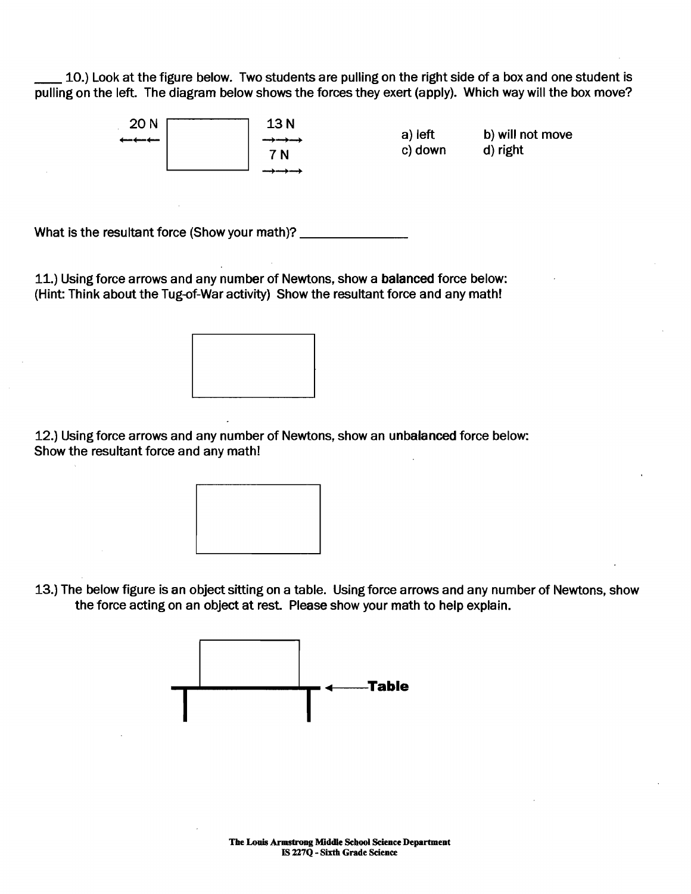____ 10.) Look at the figure below. Two students are pulling on the right side of a box and one student is pulling on the left. The diagram below shows the forces they exert (apply). Which way will the box move?

20 N

13 N

7 N

a) left

b) will not move

c) down

d) right

What is the resultant force (Show your math)? _______________

11.) Using force arrows and any number of Newtons, show a **balanced** force below: (Hint: Think about the Tug-of-War activity) Show the resultant force and any math!

12.) Using force arrows and any number of Newtons, show an **unbalanced** force below: Show the resultant force and any math!

13.) The below figure is an object sitting on a table. Using force arrows and any number of Newtons, show the force acting on an object at rest. Please show your math to help explain.

Table

The Louis Armstrong Middle School Science Department
IS 227Q - Sixth Grade Science